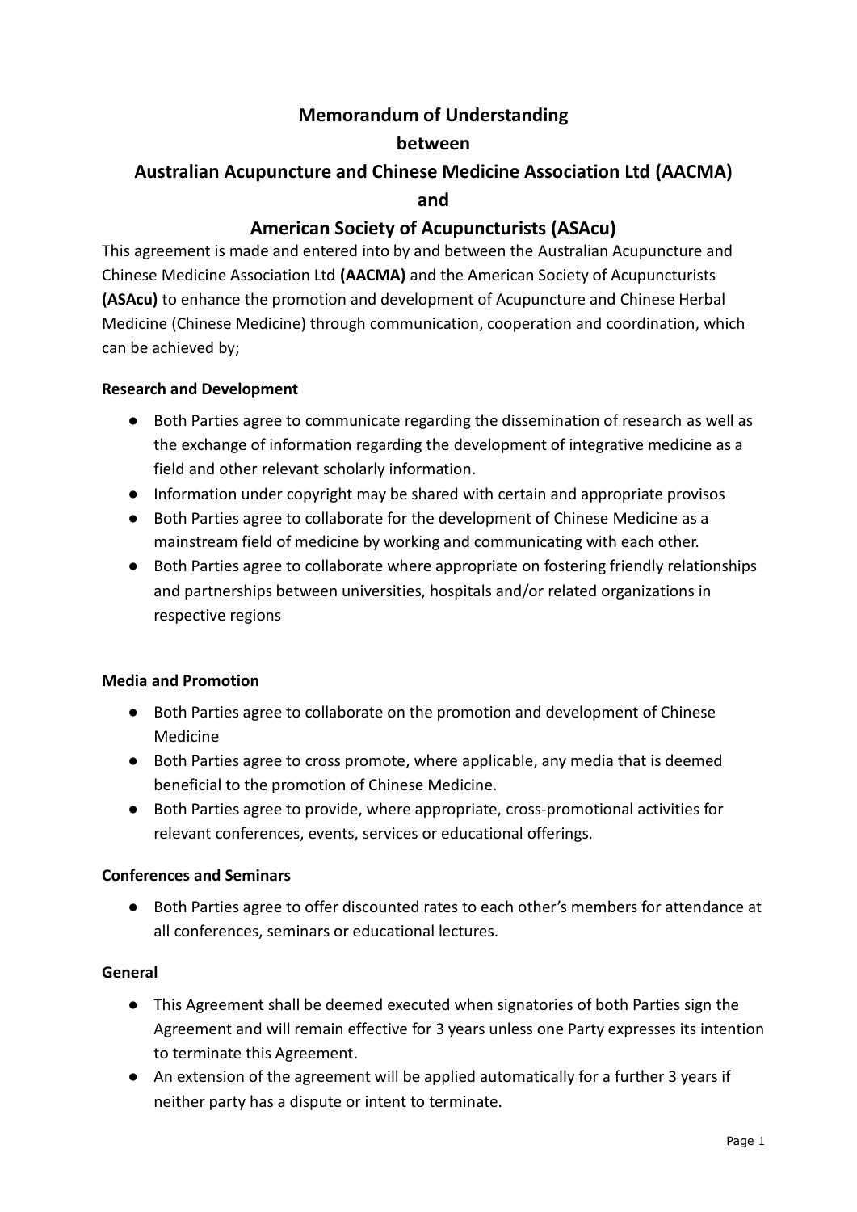# Memorandum of Understanding
# between
# Australian Acupuncture and Chinese Medicine Association Ltd (AACMA)
# and
# American Society of Acupuncturists (ASAcu)

This agreement is made and entered into by and between the Australian Acupuncture and Chinese Medicine Association Ltd **(AACMA)** and the American Society of Acupuncturists **(ASAcu)** to enhance the promotion and development of Acupuncture and Chinese Herbal Medicine (Chinese Medicine) through communication, cooperation and coordination, which can be achieved by;

**Research and Development**

- Both Parties agree to communicate regarding the dissemination of research as well as the exchange of information regarding the development of integrative medicine as a field and other relevant scholarly information.
- Information under copyright may be shared with certain and appropriate provisos
- Both Parties agree to collaborate for the development of Chinese Medicine as a mainstream field of medicine by working and communicating with each other.
- Both Parties agree to collaborate where appropriate on fostering friendly relationships and partnerships between universities, hospitals and/or related organizations in respective regions

**Media and Promotion**

- Both Parties agree to collaborate on the promotion and development of Chinese Medicine
- Both Parties agree to cross promote, where applicable, any media that is deemed beneficial to the promotion of Chinese Medicine.
- Both Parties agree to provide, where appropriate, cross-promotional activities for relevant conferences, events, services or educational offerings.

**Conferences and Seminars**

- Both Parties agree to offer discounted rates to each other's members for attendance at all conferences, seminars or educational lectures.

**General**

- This Agreement shall be deemed executed when signatories of both Parties sign the Agreement and will remain effective for 3 years unless one Party expresses its intention to terminate this Agreement.
- An extension of the agreement will be applied automatically for a further 3 years if neither party has a dispute or intent to terminate.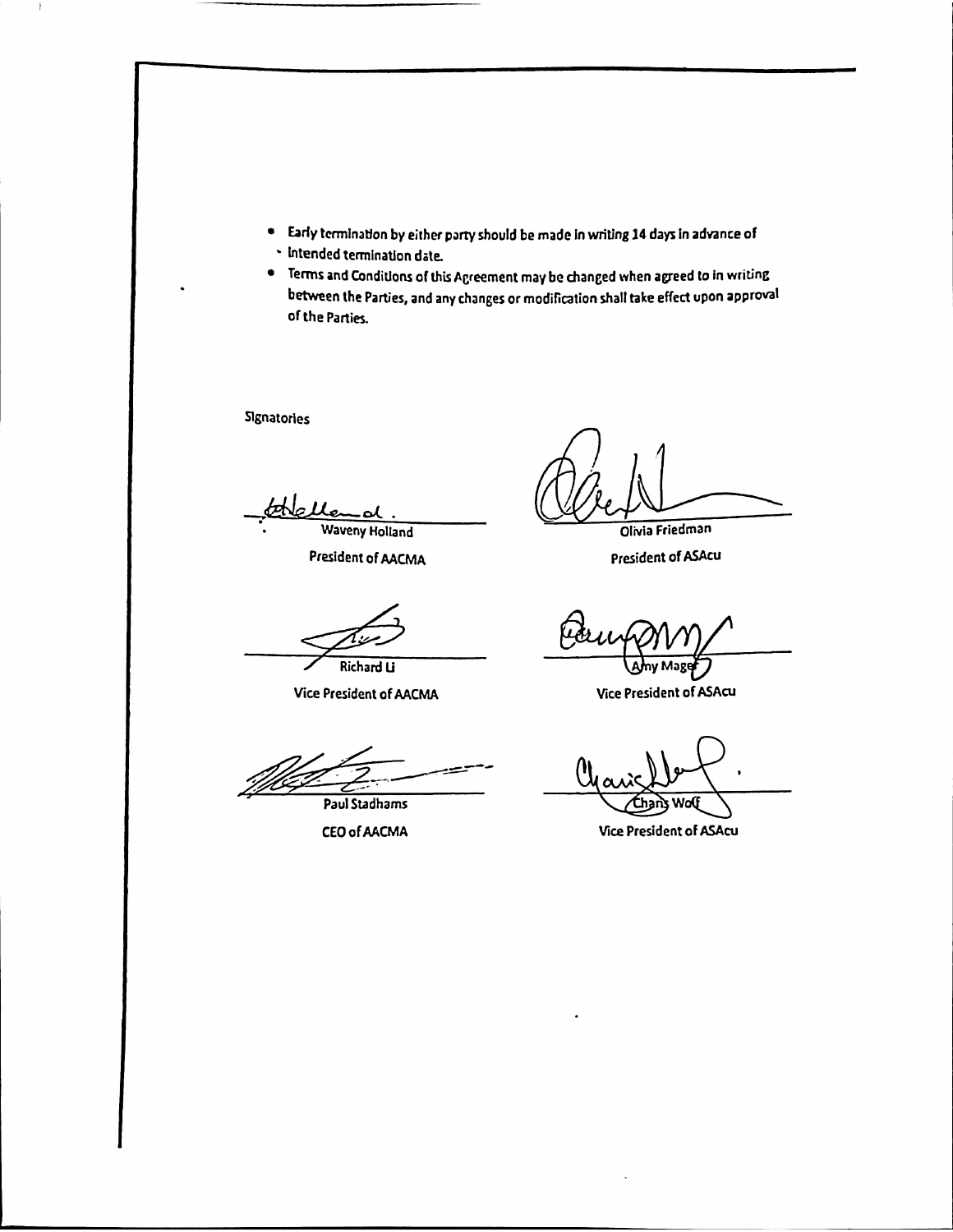- Early termination by either party should be made in writing 14 days in advance of intended termination date.
- Terms and Conditions of this Agreement may be changed when agreed to in writing between the Parties, and any changes or modification shall take effect upon approval of the Parties.

Signatories

| | |
|---|---|
| Waveny Holland | Olivia Friedman |
| President of AACMA | President of ASAcu |
| Richard Li | Amy Mager |
| Vice President of AACMA | Vice President of ASAcu |
| Paul Stadhams | Chans Wolf |
| CEO of AACMA | Vice President of ASAcu |